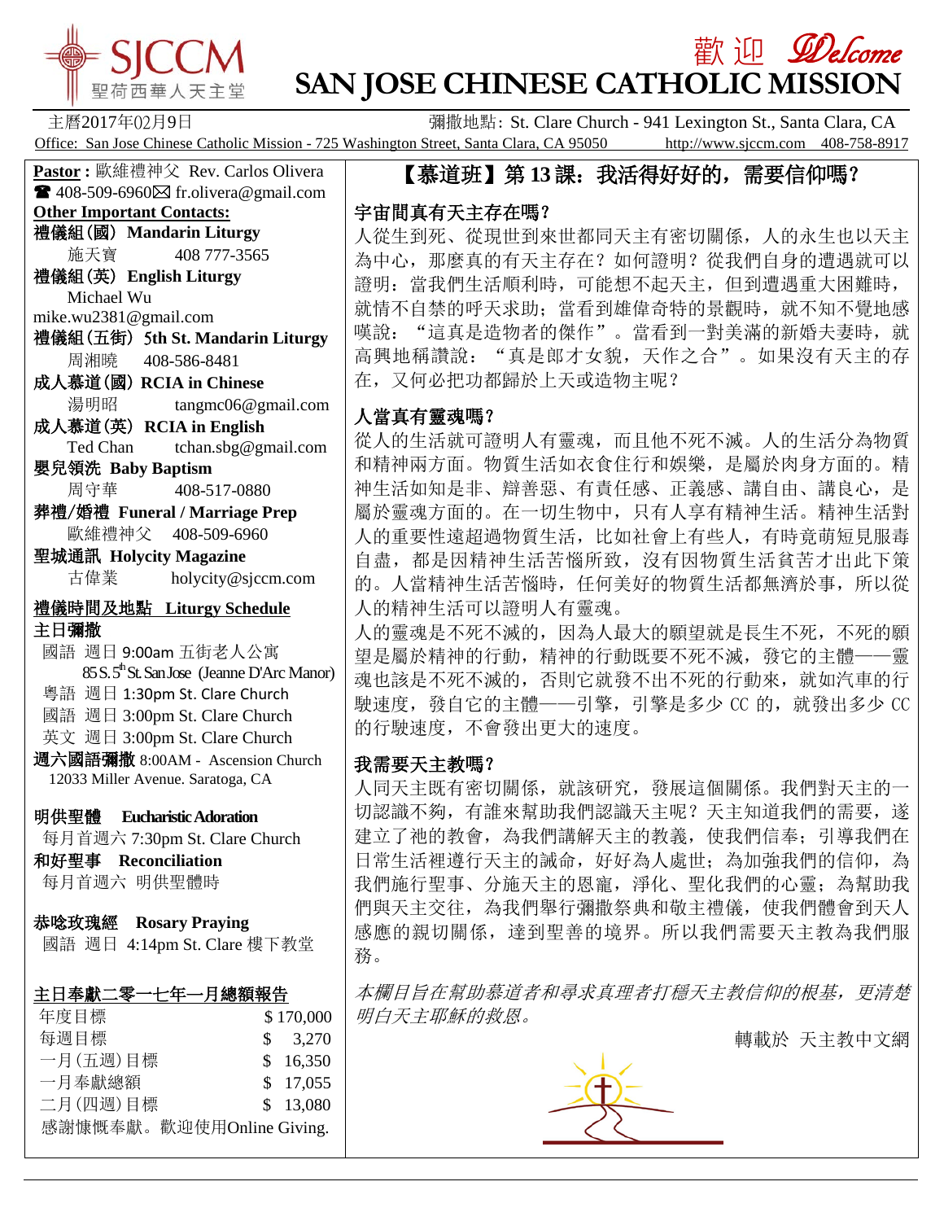# SJCCM 聖荷西華人天主堂

## 歡迎 Welcome
# SAN JOSE CHINESE CATHOLIC MISSION

主曆2017年02月9日　　彌撒地點: St. Clare Church - 941 Lexington St., Santa Clara, CA

Office: San Jose Chinese Catholic Mission - 725 Washington Street, Santa Clara, CA 95050　http://www.sjccm.com 408-758-8917

**Pastor :** 歐維禮神父 Rev. Carlos Olivera
☎ 408-509-6960 ✉ fr.olivera@gmail.com

**Other Important Contacts:**

**禮儀組(國) Mandarin Liturgy**
施天寶　408 777-3565

**禮儀組(英) English Liturgy**
Michael Wu
mike.wu2381@gmail.com

**禮儀組(五街) 5th St. Mandarin Liturgy**
周湘曉　408-586-8481

**成人慕道(國) RCIA in Chinese**
湯明昭　tangmc06@gmail.com

**成人慕道(英) RCIA in English**
Ted Chan　tchan.sbg@gmail.com

**嬰兒領洗 Baby Baptism**
周守華　408-517-0880

**葬禮/婚禮 Funeral / Marriage Prep**
歐維禮神父　408-509-6960

**聖城通訊 Holycity Magazine**
古偉業　holycity@sjccm.com

**禮儀時間及地點 Liturgy Schedule**

**主日彌撒**
國語 週日 9:00am 五街老人公寓
85 S. 5th St. San Jose (Jeanne D'Arc Manor)
粵語 週日 1:30pm St. Clare Church
國語 週日 3:00pm St. Clare Church
英文 週日 3:00pm St. Clare Church

**週六國語彌撒** 8:00AM - Ascension Church
12033 Miller Avenue. Saratoga, CA

**明供聖體 Eucharistic Adoration**
每月首週六 7:30pm St. Clare Church

**和好聖事 Reconciliation**
每月首週六 明供聖體時

**恭唸玫瑰經 Rosary Praying**
國語 週日 4:14pm St. Clare 樓下教堂

**主日奉獻二零一七年一月總額報告**

| | |
|---|---|
| 年度目標 | $ 170,000 |
| 每週目標 | $ 3,270 |
| 一月(五週)目標 | $ 16,350 |
| 一月奉獻總額 | $ 17,055 |
| 二月(四週)目標 | $ 13,080 |

感謝慷慨奉獻。歡迎使用Online Giving.

## 【慕道班】第 13 課：我活得好好的，需要信仰嗎？

### 宇宙間真有天主存在嗎？

人從生到死、從現世到來世都同天主有密切關係，人的永生也以天主為中心，那麼真的有天主存在？如何證明？從我們自身的遭遇就可以證明：當我們生活順利時，可能想不起天主，但到遭遇重大困難時，就情不自禁的呼天求助；當看到雄偉奇特的景觀時，就不知不覺地感嘆說：“這真是造物者的傑作”。當看到一對美滿的新婚夫妻時，就高興地稱讚說：“真是郎才女貌，天作之合”。如果沒有天主的存在，又何必把功都歸於上天或造物主呢？

### 人當真有靈魂嗎？

從人的生活就可證明人有靈魂，而且他不死不滅。人的生活分為物質和精神兩方面。物質生活如衣食住行和娛樂，是屬於肉身方面的。精神生活如知是非、辯善惡、有責任感、正義感、講自由、講良心，是屬於靈魂方面的。在一切生物中，只有人享有精神生活。精神生活對人的重要性遠超過物質生活，比如社會上有些人，有時竟萌短見服毒自盡，都是因精神生活苦惱所致，沒有因物質生活貧苦才出此下策的。人當精神生活苦惱時，任何美好的物質生活都無濟於事，所以從人的精神生活可以證明人有靈魂。

人的靈魂是不死不滅的，因為人最大的願望就是長生不死，不死的願望是屬於精神的行動，精神的行動既要不死不滅，發它的主體——靈魂也該是不死不滅的，否則它就發不出不死的行動來，就如汽車的行駛速度，發自它的主體——引擎，引擎是多少 CC 的，就發出多少 CC 的行駛速度，不會發出更大的速度。

### 我需要天主教嗎？

人同天主既有密切關係，就該研究，發展這個關係。我們對天主的一切認識不夠，有誰來幫助我們認識天主呢？天主知道我們的需要，遂建立了祂的教會，為我們講解天主的教義，使我們信奉；引導我們在日常生活裡遵行天主的誡命，好好為人處世；為加強我們的信仰，為我們施行聖事、分施天主的恩寵，淨化、聖化我們的心靈；為幫助我們與天主交往，為我們舉行彌撒祭典和敬主禮儀，使我們體會到天人感應的親切關係，達到聖善的境界。所以我們需要天主教為我們服務。

*本欄目旨在幫助慕道者和尋求真理者打穩天主教信仰的根基，更清楚明白天主耶穌的救恩。*

轉載於 天主教中文網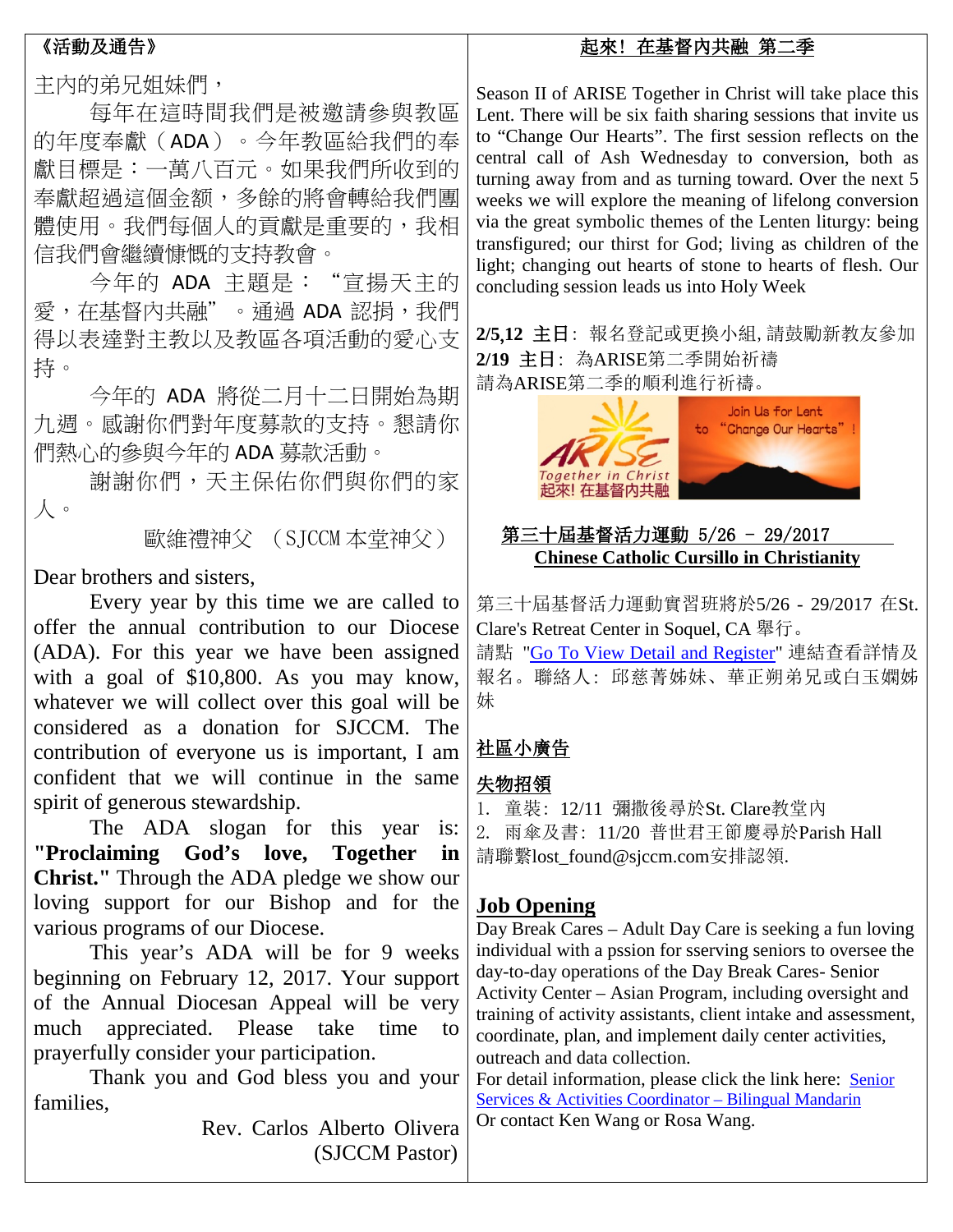## 《活動及通告》

主內的弟兄姐妹們，

每年在這時間我們是被邀請參與教區的年度奉獻（ADA）。今年教區給我們的奉獻目標是：一萬八百元。如果我們所收到的奉獻超過這個金額，多餘的將會轉給我們團體使用。我們每個人的貢獻是重要的，我相信我們會繼續慷慨的支持教會。

今年的 ADA 主題是："宣揚天主的愛，在基督內共融"。通過 ADA 認捐，我們得以表達對主教以及教區各項活動的愛心支持。

今年的 ADA 將從二月十二日開始為期九週。感謝你們對年度募款的支持。懇請你們熱心的參與今年的 ADA 募款活動。

謝謝你們，天主保佑你們與你們的家人。

歐維禮神父 （SJCCM 本堂神父）

Dear brothers and sisters,

Every year by this time we are called to offer the annual contribution to our Diocese (ADA). For this year we have been assigned with a goal of $10,800. As you may know, whatever we will collect over this goal will be considered as a donation for SJCCM. The contribution of everyone us is important, I am confident that we will continue in the same spirit of generous stewardship.

The ADA slogan for this year is: **"Proclaiming God's love, Together in Christ."** Through the ADA pledge we show our loving support for our Bishop and for the various programs of our Diocese.

This year's ADA will be for 9 weeks beginning on February 12, 2017. Your support of the Annual Diocesan Appeal will be very much appreciated. Please take time to prayerfully consider your participation.

Thank you and God bless you and your families,

Rev. Carlos Alberto Olivera
(SJCCM Pastor)

## 起來！在基督內共融 第二季

Season II of ARISE Together in Christ will take place this Lent. There will be six faith sharing sessions that invite us to "Change Our Hearts". The first session reflects on the central call of Ash Wednesday to conversion, both as turning away from and as turning toward. Over the next 5 weeks we will explore the meaning of lifelong conversion via the great symbolic themes of the Lenten liturgy: being transfigured; our thirst for God; living as children of the light; changing out hearts of stone to hearts of flesh. Our concluding session leads us into Holy Week

**2/5,12 主日**: 報名登記或更換小組, 請鼓勵新教友參加
**2/19 主日**: 為ARISE第二季開始祈禱
請為ARISE第二季的順利進行祈禱。

ARISE Together in Christ 起來! 在基督內共融
Join Us for Lent to "Change Our Hearts"!

## 第三十屆基督活力運動 5/26 – 29/2017
## Chinese Catholic Cursillo in Christianity

第三十屆基督活力運動實習班將於5/26 - 29/2017 在St. Clare's Retreat Center in Soquel, CA 舉行。
請點 "Go To View Detail and Register" 連結查看詳情及報名。聯絡人: 邱慈菁姊妹、華正朔弟兄或白玉嫻姊妹

## 社區小廣告

### 失物招領

1. 童裝: 12/11 彌撒後尋於St. Clare教堂內
2. 雨傘及書: 11/20 普世君王節慶尋於Parish Hall

請聯繫lost_found@sjccm.com安排認領.

## Job Opening

Day Break Cares – Adult Day Care is seeking a fun loving individual with a pssion for sserving seniors to oversee the day-to-day operations of the Day Break Cares- Senior Activity Center – Asian Program, including oversight and training of activity assistants, client intake and assessment, coordinate, plan, and implement daily center activities, outreach and data collection.

For detail information, please click the link here: Senior Services & Activities Coordinator – Bilingual Mandarin

Or contact Ken Wang or Rosa Wang.